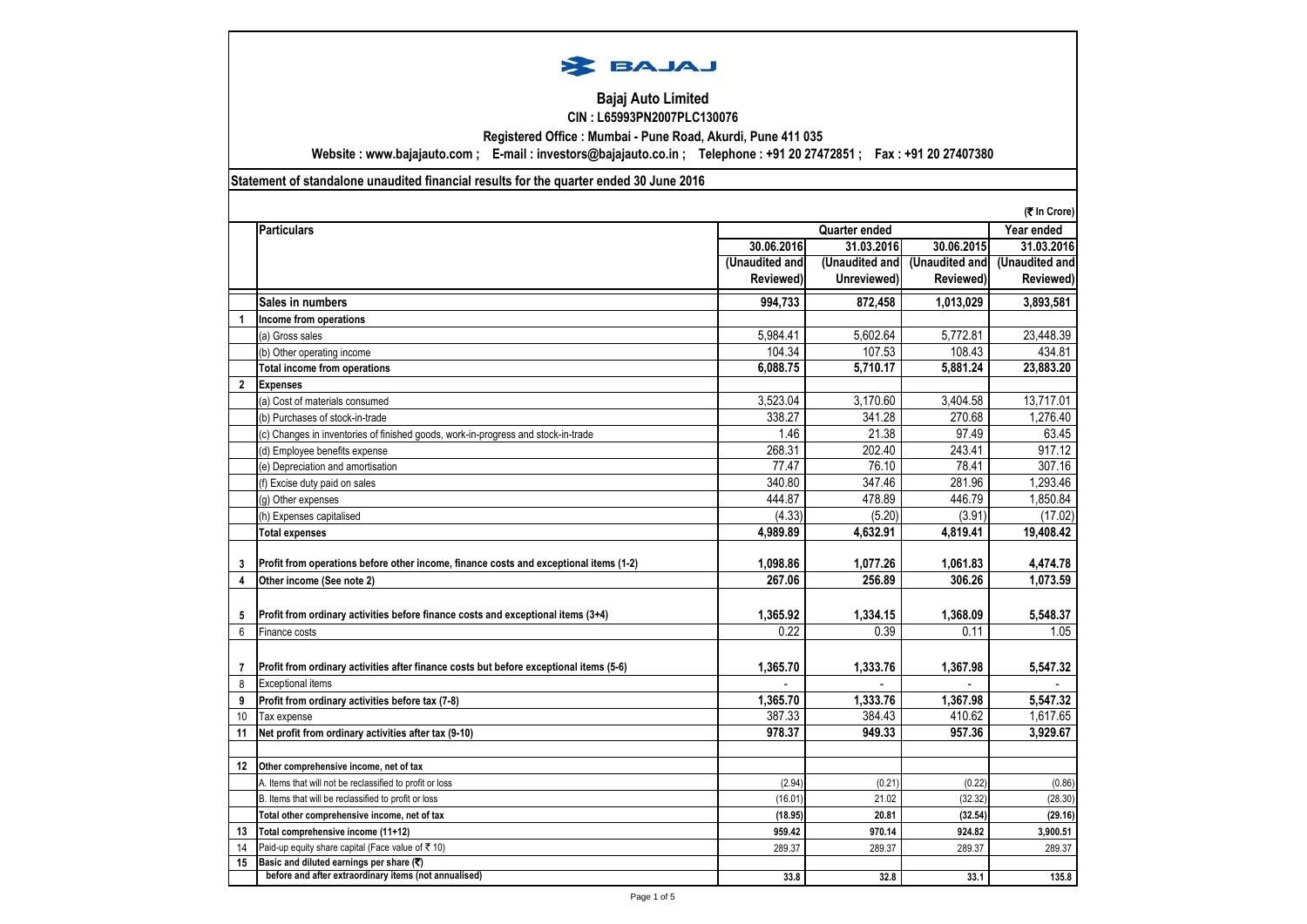**BAJAJ**

# Bajaj Auto Limited

**CIN : L65993PN2007PLC130076**

**Registered Office : Mumbai - Pune Road, Akurdi, Pune 411 035**

**Website : www.bajajauto.com ; E-mail : investors@bajajauto.co.in ; Telephone : +91 20 27472851 ; Fax : +91 20 27407380**

**Statement of standalone unaudited financial results for the quarter ended 30 June 2016**

(₹ In Crore)

| | Particulars | Quarter ended | | | Year ended |
|---|---|---|---|---|---|
| | | 30.06.2016 | 31.03.2016 | 30.06.2015 | 31.03.2016 |
| | | (Unaudited and Reviewed) | (Unaudited and Unreviewed) | (Unaudited and Reviewed) | (Unaudited and Reviewed) |
| | **Sales in numbers** | **994,733** | **872,458** | **1,013,029** | **3,893,581** |
| **1** | **Income from operations** | | | | |
| | (a) Gross sales | 5,984.41 | 5,602.64 | 5,772.81 | 23,448.39 |
| | (b) Other operating income | 104.34 | 107.53 | 108.43 | 434.81 |
| | **Total income from operations** | **6,088.75** | **5,710.17** | **5,881.24** | **23,883.20** |
| **2** | **Expenses** | | | | |
| | (a) Cost of materials consumed | 3,523.04 | 3,170.60 | 3,404.58 | 13,717.01 |
| | (b) Purchases of stock-in-trade | 338.27 | 341.28 | 270.68 | 1,276.40 |
| | (c) Changes in inventories of finished goods, work-in-progress and stock-in-trade | 1.46 | 21.38 | 97.49 | 63.45 |
| | (d) Employee benefits expense | 268.31 | 202.40 | 243.41 | 917.12 |
| | (e) Depreciation and amortisation | 77.47 | 76.10 | 78.41 | 307.16 |
| | (f) Excise duty paid on sales | 340.80 | 347.46 | 281.96 | 1,293.46 |
| | (g) Other expenses | 444.87 | 478.89 | 446.79 | 1,850.84 |
| | (h) Expenses capitalised | (4.33) | (5.20) | (3.91) | (17.02) |
| | **Total expenses** | **4,989.89** | **4,632.91** | **4,819.41** | **19,408.42** |
| **3** | **Profit from operations before other income, finance costs and exceptional items (1-2)** | **1,098.86** | **1,077.26** | **1,061.83** | **4,474.78** |
| **4** | **Other income (See note 2)** | **267.06** | **256.89** | **306.26** | **1,073.59** |
| **5** | **Profit from ordinary activities before finance costs and exceptional items (3+4)** | **1,365.92** | **1,334.15** | **1,368.09** | **5,548.37** |
| 6 | Finance costs | 0.22 | 0.39 | 0.11 | 1.05 |
| **7** | **Profit from ordinary activities after finance costs but before exceptional items (5-6)** | **1,365.70** | **1,333.76** | **1,367.98** | **5,547.32** |
| 8 | Exceptional items | - | - | - | - |
| **9** | **Profit from ordinary activities before tax (7-8)** | **1,365.70** | **1,333.76** | **1,367.98** | **5,547.32** |
| 10 | Tax expense | 387.33 | 384.43 | 410.62 | 1,617.65 |
| **11** | **Net profit from ordinary activities after tax (9-10)** | **978.37** | **949.33** | **957.36** | **3,929.67** |
| **12** | **Other comprehensive income, net of tax** | | | | |
| | A. Items that will not be reclassified to profit or loss | (2.94) | (0.21) | (0.22) | (0.86) |
| | B. Items that will be reclassified to profit or loss | (16.01) | 21.02 | (32.32) | (28.30) |
| | **Total other comprehensive income, net of tax** | **(18.95)** | **20.81** | **(32.54)** | **(29.16)** |
| **13** | **Total comprehensive income (11+12)** | **959.42** | **970.14** | **924.82** | **3,900.51** |
| 14 | Paid-up equity share capital (Face value of ₹ 10) | 289.37 | 289.37 | 289.37 | 289.37 |
| **15** | **Basic and diluted earnings per share (₹)** | | | | |
| | **before and after extraordinary items (not annualised)** | **33.8** | **32.8** | **33.1** | **135.8** |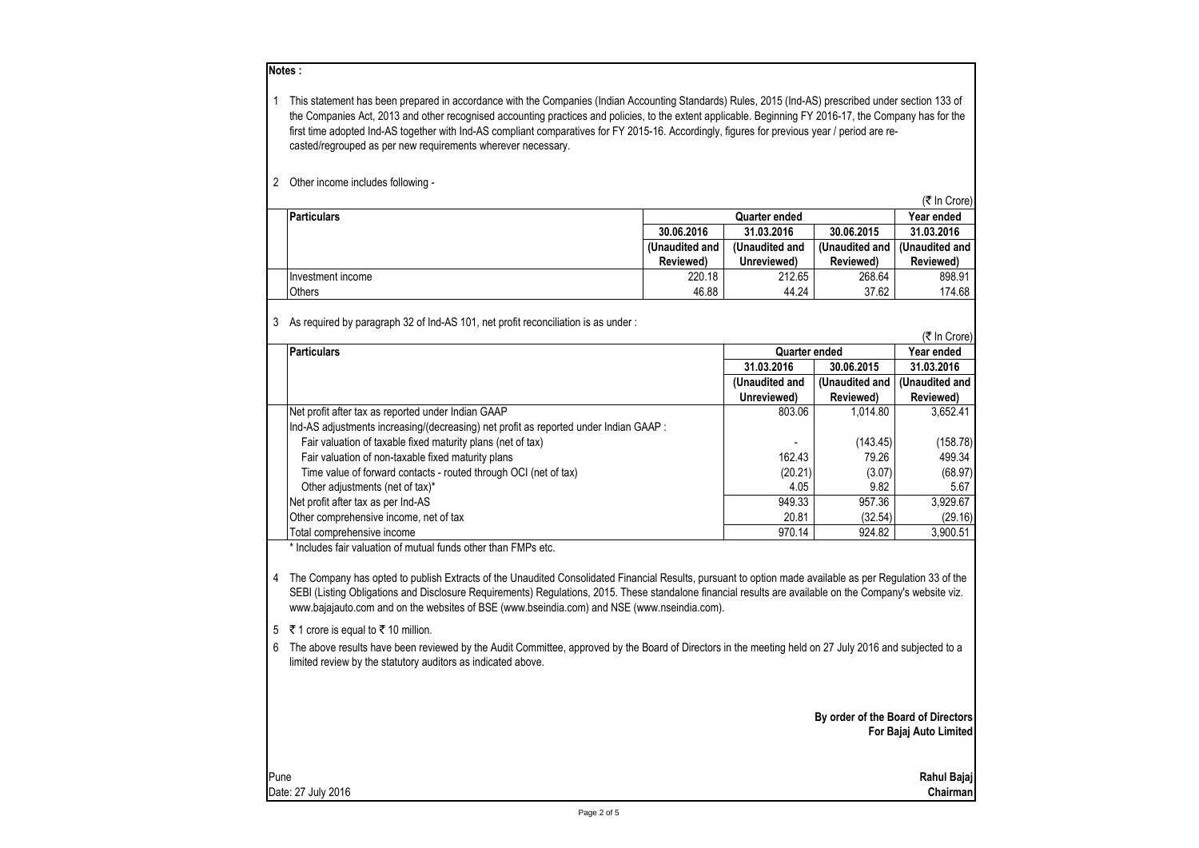**Notes :**

1 This statement has been prepared in accordance with the Companies (Indian Accounting Standards) Rules, 2015 (Ind-AS) prescribed under section 133 of the Companies Act, 2013 and other recognised accounting practices and policies, to the extent applicable. Beginning FY 2016-17, the Company has for the first time adopted Ind-AS together with Ind-AS compliant comparatives for FY 2015-16. Accordingly, figures for previous year / period are re-casted/regrouped as per new requirements wherever necessary.

2 Other income includes following -

(₹ In Crore)

| Particulars | Quarter ended | | | Year ended |
|---|---|---|---|---|
| | 30.06.2016 | 31.03.2016 | 30.06.2015 | 31.03.2016 |
| | (Unaudited and Reviewed) | (Unaudited and Unreviewed) | (Unaudited and Reviewed) | (Unaudited and Reviewed) |
| Investment income | 220.18 | 212.65 | 268.64 | 898.91 |
| Others | 46.88 | 44.24 | 37.62 | 174.68 |

3 As required by paragraph 32 of Ind-AS 101, net profit reconciliation is as under :

(₹ In Crore)

| Particulars | Quarter ended | | Year ended |
|---|---|---|---|
| | 31.03.2016 | 30.06.2015 | 31.03.2016 |
| | (Unaudited and Unreviewed) | (Unaudited and Reviewed) | (Unaudited and Reviewed) |
| Net profit after tax as reported under Indian GAAP | 803.06 | 1,014.80 | 3,652.41 |
| Ind-AS adjustments increasing/(decreasing) net profit as reported under Indian GAAP : | | | |
| Fair valuation of taxable fixed maturity plans (net of tax) | - | (143.45) | (158.78) |
| Fair valuation of non-taxable fixed maturity plans | 162.43 | 79.26 | 499.34 |
| Time value of forward contacts - routed through OCI (net of tax) | (20.21) | (3.07) | (68.97) |
| Other adjustments (net of tax)* | 4.05 | 9.82 | 5.67 |
| Net profit after tax as per Ind-AS | 949.33 | 957.36 | 3,929.67 |
| Other comprehensive income, net of tax | 20.81 | (32.54) | (29.16) |
| Total comprehensive income | 970.14 | 924.82 | 3,900.51 |

\* Includes fair valuation of mutual funds other than FMPs etc.

4 The Company has opted to publish Extracts of the Unaudited Consolidated Financial Results, pursuant to option made available as per Regulation 33 of the SEBI (Listing Obligations and Disclosure Requirements) Regulations, 2015. These standalone financial results are available on the Company's website viz. www.bajajauto.com and on the websites of BSE (www.bseindia.com) and NSE (www.nseindia.com).

5 ₹ 1 crore is equal to ₹ 10 million.

6 The above results have been reviewed by the Audit Committee, approved by the Board of Directors in the meeting held on 27 July 2016 and subjected to a limited review by the statutory auditors as indicated above.

**By order of the Board of Directors**
**For Bajaj Auto Limited**

Pune
Date: 27 July 2016

**Rahul Bajaj**
**Chairman**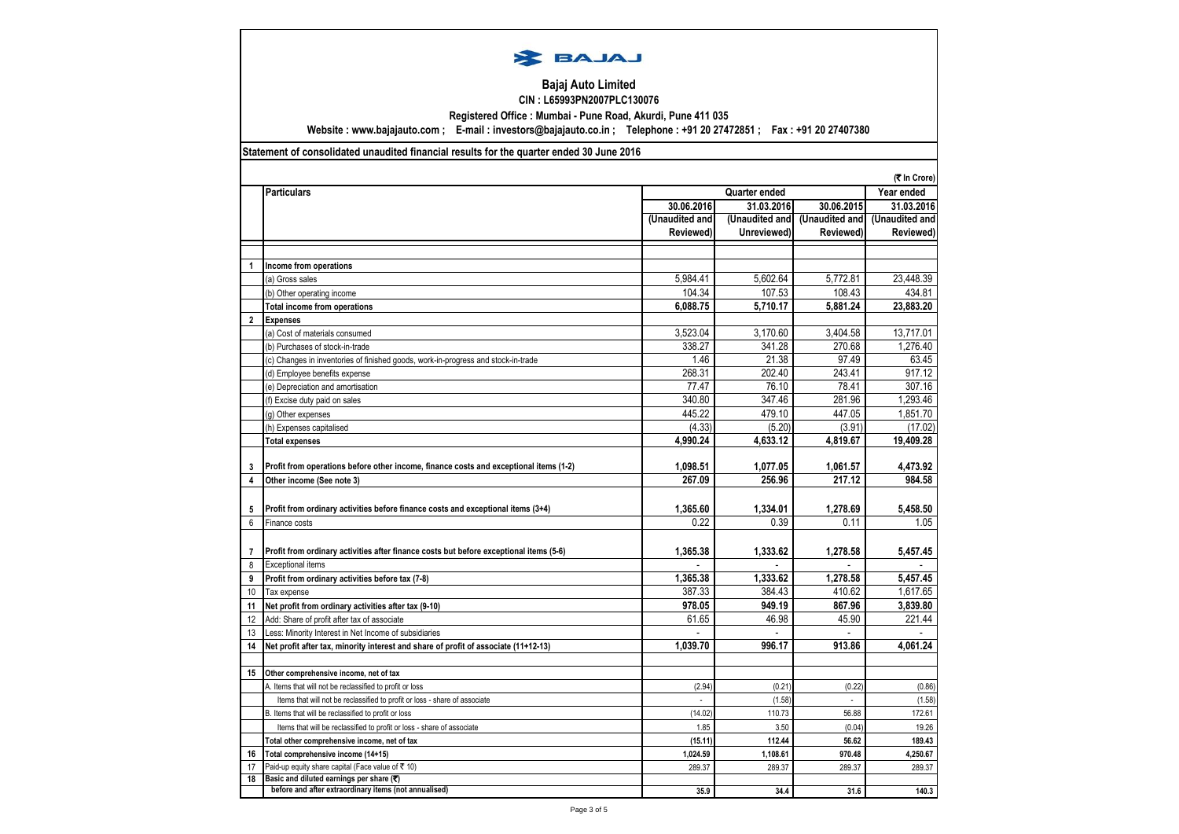# Bajaj Auto Limited

**CIN : L65993PN2007PLC130076**

**Registered Office : Mumbai - Pune Road, Akurdi, Pune 411 035**

**Website : www.bajajauto.com ; E-mail : investors@bajajauto.co.in ; Telephone : +91 20 27472851 ; Fax : +91 20 27407380**

**Statement of consolidated unaudited financial results for the quarter ended 30 June 2016**

(₹ In Crore)

| | Particulars | Quarter ended | | | Year ended |
|---|---|---|---|---|---|
| | | 30.06.2016 | 31.03.2016 | 30.06.2015 | 31.03.2016 |
| | | (Unaudited and Reviewed) | (Unaudited and Unreviewed) | (Unaudited and Reviewed) | (Unaudited and Reviewed) |
| 1 | **Income from operations** | | | | |
| | (a) Gross sales | 5,984.41 | 5,602.64 | 5,772.81 | 23,448.39 |
| | (b) Other operating income | 104.34 | 107.53 | 108.43 | 434.81 |
| | **Total income from operations** | **6,088.75** | **5,710.17** | **5,881.24** | **23,883.20** |
| 2 | **Expenses** | | | | |
| | (a) Cost of materials consumed | 3,523.04 | 3,170.60 | 3,404.58 | 13,717.01 |
| | (b) Purchases of stock-in-trade | 338.27 | 341.28 | 270.68 | 1,276.40 |
| | (c) Changes in inventories of finished goods, work-in-progress and stock-in-trade | 1.46 | 21.38 | 97.49 | 63.45 |
| | (d) Employee benefits expense | 268.31 | 202.40 | 243.41 | 917.12 |
| | (e) Depreciation and amortisation | 77.47 | 76.10 | 78.41 | 307.16 |
| | (f) Excise duty paid on sales | 340.80 | 347.46 | 281.96 | 1,293.46 |
| | (g) Other expenses | 445.22 | 479.10 | 447.05 | 1,851.70 |
| | (h) Expenses capitalised | (4.33) | (5.20) | (3.91) | (17.02) |
| | **Total expenses** | **4,990.24** | **4,633.12** | **4,819.67** | **19,409.28** |
| 3 | **Profit from operations before other income, finance costs and exceptional items (1-2)** | **1,098.51** | **1,077.05** | **1,061.57** | **4,473.92** |
| 4 | **Other income (See note 3)** | **267.09** | **256.96** | **217.12** | **984.58** |
| 5 | **Profit from ordinary activities before finance costs and exceptional items (3+4)** | **1,365.60** | **1,334.01** | **1,278.69** | **5,458.50** |
| 6 | Finance costs | 0.22 | 0.39 | 0.11 | 1.05 |
| 7 | **Profit from ordinary activities after finance costs but before exceptional items (5-6)** | **1,365.38** | **1,333.62** | **1,278.58** | **5,457.45** |
| 8 | Exceptional items | - | - | - | - |
| 9 | **Profit from ordinary activities before tax (7-8)** | **1,365.38** | **1,333.62** | **1,278.58** | **5,457.45** |
| 10 | Tax expense | 387.33 | 384.43 | 410.62 | 1,617.65 |
| 11 | **Net profit from ordinary activities after tax (9-10)** | **978.05** | **949.19** | **867.96** | **3,839.80** |
| 12 | Add: Share of profit after tax of associate | 61.65 | 46.98 | 45.90 | 221.44 |
| 13 | Less: Minority Interest in Net Income of subsidiaries | - | - | - | - |
| 14 | **Net profit after tax, minority interest and share of profit of associate (11+12-13)** | **1,039.70** | **996.17** | **913.86** | **4,061.24** |
| 15 | **Other comprehensive income, net of tax** | | | | |
| | A. Items that will not be reclassified to profit or loss | (2.94) | (0.21) | (0.22) | (0.86) |
| | Items that will not be reclassified to profit or loss - share of associate | - | (1.58) | - | (1.58) |
| | B. Items that will be reclassified to profit or loss | (14.02) | 110.73 | 56.88 | 172.61 |
| | Items that will be reclassified to profit or loss - share of associate | 1.85 | 3.50 | (0.04) | 19.26 |
| | **Total other comprehensive income, net of tax** | **(15.11)** | **112.44** | **56.62** | **189.43** |
| 16 | **Total comprehensive income (14+15)** | **1,024.59** | **1,108.61** | **970.48** | **4,250.67** |
| 17 | Paid-up equity share capital (Face value of ₹ 10) | 289.37 | 289.37 | 289.37 | 289.37 |
| 18 | **Basic and diluted earnings per share (₹)** | | | | |
| | **before and after extraordinary items (not annualised)** | **35.9** | **34.4** | **31.6** | **140.3** |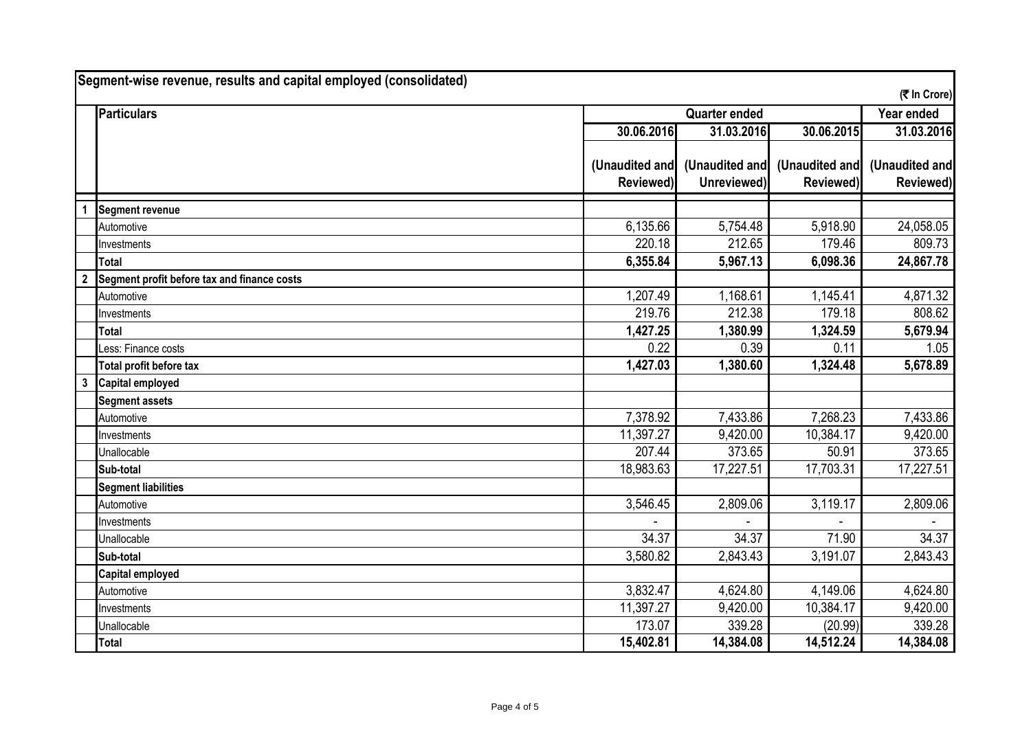## Segment-wise revenue, results and capital employed (consolidated)

(₹ In Crore)

| | Particulars | Quarter ended | | | Year ended |
|---|---|---|---|---|---|
| | | 30.06.2016 | 31.03.2016 | 30.06.2015 | 31.03.2016 |
| | | (Unaudited and Reviewed) | (Unaudited and Unreviewed) | (Unaudited and Reviewed) | (Unaudited and Reviewed) |
| 1 | **Segment revenue** | | | | |
| | Automotive | 6,135.66 | 5,754.48 | 5,918.90 | 24,058.05 |
| | Investments | 220.18 | 212.65 | 179.46 | 809.73 |
| | **Total** | **6,355.84** | **5,967.13** | **6,098.36** | **24,867.78** |
| 2 | **Segment profit before tax and finance costs** | | | | |
| | Automotive | 1,207.49 | 1,168.61 | 1,145.41 | 4,871.32 |
| | Investments | 219.76 | 212.38 | 179.18 | 808.62 |
| | **Total** | **1,427.25** | **1,380.99** | **1,324.59** | **5,679.94** |
| | Less: Finance costs | 0.22 | 0.39 | 0.11 | 1.05 |
| | **Total profit before tax** | **1,427.03** | **1,380.60** | **1,324.48** | **5,678.89** |
| 3 | **Capital employed** | | | | |
| | **Segment assets** | | | | |
| | Automotive | 7,378.92 | 7,433.86 | 7,268.23 | 7,433.86 |
| | Investments | 11,397.27 | 9,420.00 | 10,384.17 | 9,420.00 |
| | Unallocable | 207.44 | 373.65 | 50.91 | 373.65 |
| | **Sub-total** | 18,983.63 | 17,227.51 | 17,703.31 | 17,227.51 |
| | **Segment liabilities** | | | | |
| | Automotive | 3,546.45 | 2,809.06 | 3,119.17 | 2,809.06 |
| | Investments | - | - | - | - |
| | Unallocable | 34.37 | 34.37 | 71.90 | 34.37 |
| | **Sub-total** | 3,580.82 | 2,843.43 | 3,191.07 | 2,843.43 |
| | **Capital employed** | | | | |
| | Automotive | 3,832.47 | 4,624.80 | 4,149.06 | 4,624.80 |
| | Investments | 11,397.27 | 9,420.00 | 10,384.17 | 9,420.00 |
| | Unallocable | 173.07 | 339.28 | (20.99) | 339.28 |
| | **Total** | **15,402.81** | **14,384.08** | **14,512.24** | **14,384.08** |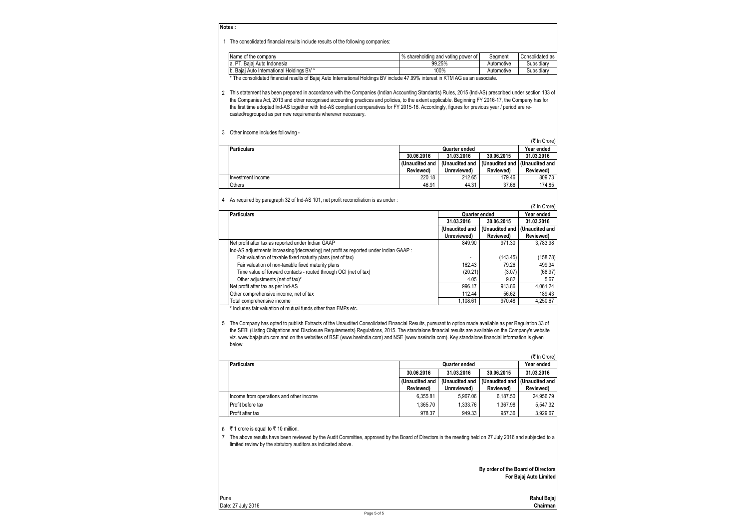**Notes :**

1 The consolidated financial results include results of the following companies:

| Name of the company | % shareholding and voting power of | Segment | Consolidated as |
|---|---|---|---|
| a. PT. Bajaj Auto Indonesia | 99.25% | Automotive | Subsidiary |
| b. Bajaj Auto International Holdings BV * | 100% | Automotive | Subsidiary |

\* The consolidated financial results of Bajaj Auto International Holdings BV include 47.99% interest in KTM AG as an associate.

2 This statement has been prepared in accordance with the Companies (Indian Accounting Standards) Rules, 2015 (Ind-AS) prescribed under section 133 of the Companies Act, 2013 and other recognised accounting practices and policies, to the extent applicable. Beginning FY 2016-17, the Company has for the first time adopted Ind-AS together with Ind-AS compliant comparatives for FY 2015-16. Accordingly, figures for previous year / period are re-casted/regrouped as per new requirements wherever necessary.

3 Other income includes following -

(₹ In Crore)

| Particulars | Quarter ended | | | Year ended |
|---|---|---|---|---|
| | 30.06.2016 | 31.03.2016 | 30.06.2015 | 31.03.2016 |
| | (Unaudited and Reviewed) | (Unaudited and Unreviewed) | (Unaudited and Reviewed) | (Unaudited and Reviewed) |
| Investment income | 220.18 | 212.65 | 179.46 | 809.73 |
| Others | 46.91 | 44.31 | 37.66 | 174.85 |

4 As required by paragraph 32 of Ind-AS 101, net profit reconciliation is as under :

(₹ In Crore)

| Particulars | Quarter ended | | Year ended |
|---|---|---|---|
| | 31.03.2016 | 30.06.2015 | 31.03.2016 |
| | (Unaudited and Unreviewed) | (Unaudited and Reviewed) | (Unaudited and Reviewed) |
| Net profit after tax as reported under Indian GAAP | 849.90 | 971.30 | 3,783.98 |
| Ind-AS adjustments increasing/(decreasing) net profit as reported under Indian GAAP : | | | |
| Fair valuation of taxable fixed maturity plans (net of tax) | - | (143.45) | (158.78) |
| Fair valuation of non-taxable fixed maturity plans | 162.43 | 79.26 | 499.34 |
| Time value of forward contacts - routed through OCI (net of tax) | (20.21) | (3.07) | (68.97) |
| Other adjustments (net of tax)* | 4.05 | 9.82 | 5.67 |
| Net profit after tax as per Ind-AS | 996.17 | 913.86 | 4,061.24 |
| Other comprehensive income, net of tax | 112.44 | 56.62 | 189.43 |
| Total comprehensive income | 1,108.61 | 970.48 | 4,250.67 |

\* Includes fair valuation of mutual funds other than FMPs etc.

5 The Company has opted to publish Extracts of the Unaudited Consolidated Financial Results, pursuant to option made available as per Regulation 33 of the SEBI (Listing Obligations and Disclosure Requirements) Regulations, 2015. The standalone financial results are available on the Company's website viz. www.bajajauto.com and on the websites of BSE (www.bseindia.com) and NSE (www.nseindia.com). Key standalone financial information is given below:

(₹ In Crore)

| Particulars | Quarter ended | | | Year ended |
|---|---|---|---|---|
| | 30.06.2016 | 31.03.2016 | 30.06.2015 | 31.03.2016 |
| | (Unaudited and Reviewed) | (Unaudited and Unreviewed) | (Unaudited and Reviewed) | (Unaudited and Reviewed) |
| Income from operations and other income | 6,355.81 | 5,967.06 | 6,187.50 | 24,956.79 |
| Profit before tax | 1,365.70 | 1,333.76 | 1,367.98 | 5,547.32 |
| Profit after tax | 978.37 | 949.33 | 957.36 | 3,929.67 |

6 ₹ 1 crore is equal to ₹ 10 million.

7 The above results have been reviewed by the Audit Committee, approved by the Board of Directors in the meeting held on 27 July 2016 and subjected to a limited review by the statutory auditors as indicated above.

**By order of the Board of Directors**
**For Bajaj Auto Limited**

Pune
Date: 27 July 2016

**Rahul Bajaj**
**Chairman**